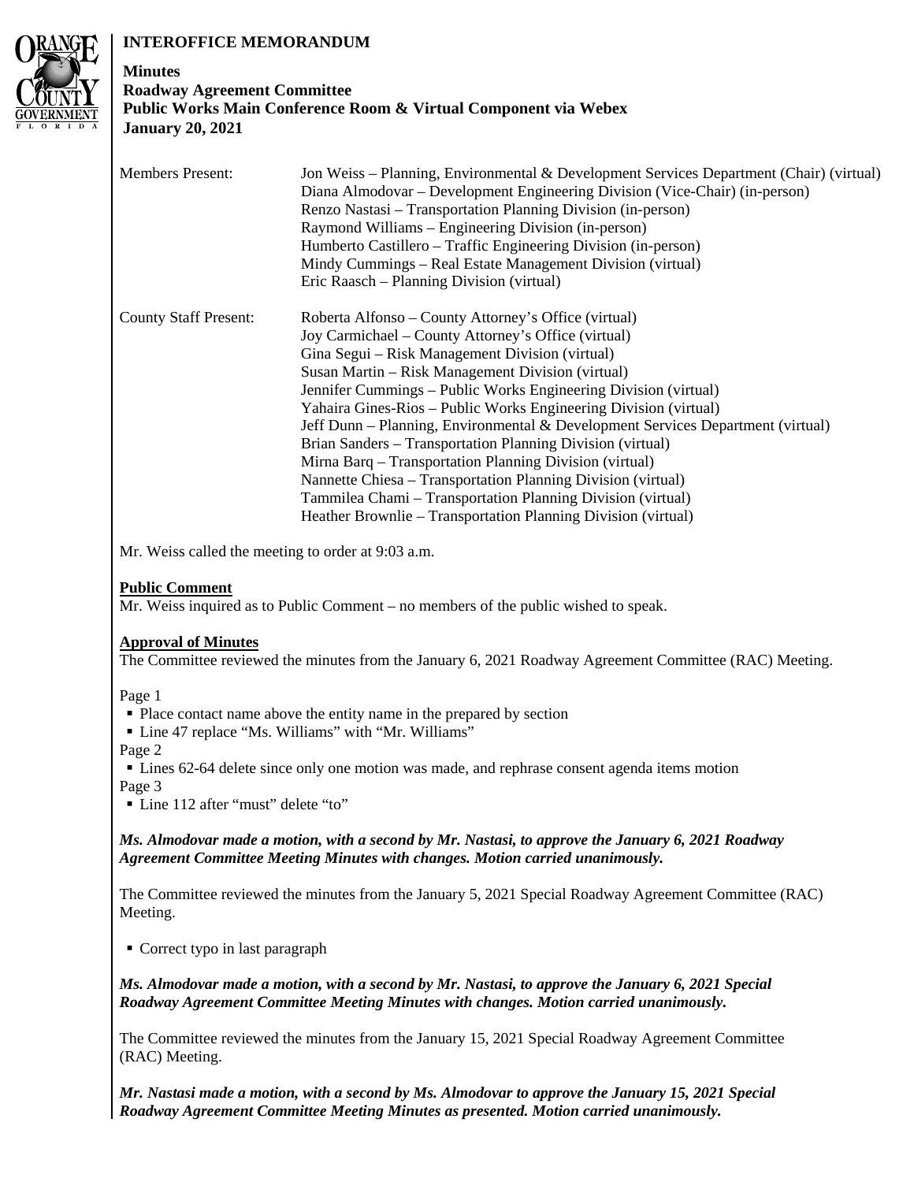**INTEROFFICE MEMORANDUM**

**Minutes**
**Roadway Agreement Committee**
**Public Works Main Conference Room & Virtual Component via Webex**
**January 20, 2021**

| | |
|---|---|
| Members Present: | Jon Weiss – Planning, Environmental & Development Services Department (Chair) (virtual)<br>Diana Almodovar – Development Engineering Division (Vice-Chair) (in-person)<br>Renzo Nastasi – Transportation Planning Division (in-person)<br>Raymond Williams – Engineering Division (in-person)<br>Humberto Castillero – Traffic Engineering Division (in-person)<br>Mindy Cummings – Real Estate Management Division (virtual)<br>Eric Raasch – Planning Division (virtual) |
| County Staff Present: | Roberta Alfonso – County Attorney's Office (virtual)<br>Joy Carmichael – County Attorney's Office (virtual)<br>Gina Segui – Risk Management Division (virtual)<br>Susan Martin – Risk Management Division (virtual)<br>Jennifer Cummings – Public Works Engineering Division (virtual)<br>Yahaira Gines-Rios – Public Works Engineering Division (virtual)<br>Jeff Dunn – Planning, Environmental & Development Services Department (virtual)<br>Brian Sanders – Transportation Planning Division (virtual)<br>Mirna Barq – Transportation Planning Division (virtual)<br>Nannette Chiesa – Transportation Planning Division (virtual)<br>Tammilea Chami – Transportation Planning Division (virtual)<br>Heather Brownlie – Transportation Planning Division (virtual) |

Mr. Weiss called the meeting to order at 9:03 a.m.

**Public Comment**
Mr. Weiss inquired as to Public Comment – no members of the public wished to speak.

**Approval of Minutes**
The Committee reviewed the minutes from the January 6, 2021 Roadway Agreement Committee (RAC) Meeting.

Page 1
- Place contact name above the entity name in the prepared by section
- Line 47 replace "Ms. Williams" with "Mr. Williams"

Page 2
- Lines 62-64 delete since only one motion was made, and rephrase consent agenda items motion

Page 3
- Line 112 after "must" delete "to"

***Ms. Almodovar made a motion, with a second by Mr. Nastasi, to approve the January 6, 2021 Roadway Agreement Committee Meeting Minutes with changes. Motion carried unanimously.***

The Committee reviewed the minutes from the January 5, 2021 Special Roadway Agreement Committee (RAC) Meeting.

- Correct typo in last paragraph

***Ms. Almodovar made a motion, with a second by Mr. Nastasi, to approve the January 6, 2021 Special Roadway Agreement Committee Meeting Minutes with changes. Motion carried unanimously.***

The Committee reviewed the minutes from the January 15, 2021 Special Roadway Agreement Committee (RAC) Meeting.

***Mr. Nastasi made a motion, with a second by Ms. Almodovar to approve the January 15, 2021 Special Roadway Agreement Committee Meeting Minutes as presented. Motion carried unanimously.***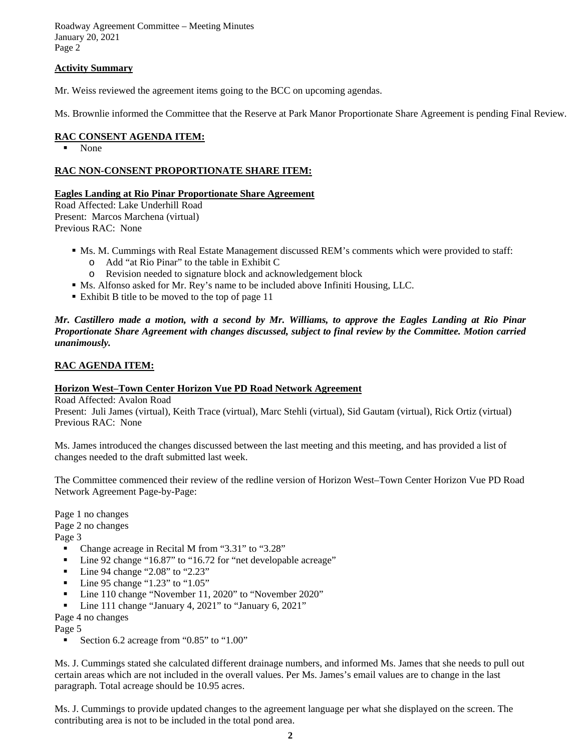## Activity Summary

Mr. Weiss reviewed the agreement items going to the BCC on upcoming agendas.

Ms. Brownlie informed the Committee that the Reserve at Park Manor Proportionate Share Agreement is pending Final Review.

## RAC CONSENT AGENDA ITEM:

- None

## RAC NON-CONSENT PROPORTIONATE SHARE ITEM:

**Eagles Landing at Rio Pinar Proportionate Share Agreement**
Road Affected: Lake Underhill Road
Present: Marcos Marchena (virtual)
Previous RAC: None

- Ms. M. Cummings with Real Estate Management discussed REM's comments which were provided to staff:
  - Add "at Rio Pinar" to the table in Exhibit C
  - Revision needed to signature block and acknowledgement block
- Ms. Alfonso asked for Mr. Rey's name to be included above Infiniti Housing, LLC.
- Exhibit B title to be moved to the top of page 11

***Mr. Castillero made a motion, with a second by Mr. Williams, to approve the Eagles Landing at Rio Pinar Proportionate Share Agreement with changes discussed, subject to final review by the Committee. Motion carried unanimously.***

## RAC AGENDA ITEM:

**Horizon West–Town Center Horizon Vue PD Road Network Agreement**
Road Affected: Avalon Road
Present: Juli James (virtual), Keith Trace (virtual), Marc Stehli (virtual), Sid Gautam (virtual), Rick Ortiz (virtual)
Previous RAC: None

Ms. James introduced the changes discussed between the last meeting and this meeting, and has provided a list of changes needed to the draft submitted last week.

The Committee commenced their review of the redline version of Horizon West–Town Center Horizon Vue PD Road Network Agreement Page-by-Page:

Page 1 no changes
Page 2 no changes
Page 3

- Change acreage in Recital M from "3.31" to "3.28"
- Line 92 change "16.87" to "16.72 for "net developable acreage"
- Line 94 change "2.08" to "2.23"
- Line 95 change "1.23" to "1.05"
- Line 110 change "November 11, 2020" to "November 2020"
- Line 111 change "January 4, 2021" to "January 6, 2021"

Page 4 no changes
Page 5

- Section 6.2 acreage from "0.85" to "1.00"

Ms. J. Cummings stated she calculated different drainage numbers, and informed Ms. James that she needs to pull out certain areas which are not included in the overall values. Per Ms. James's email values are to change in the last paragraph. Total acreage should be 10.95 acres.

Ms. J. Cummings to provide updated changes to the agreement language per what she displayed on the screen. The contributing area is not to be included in the total pond area.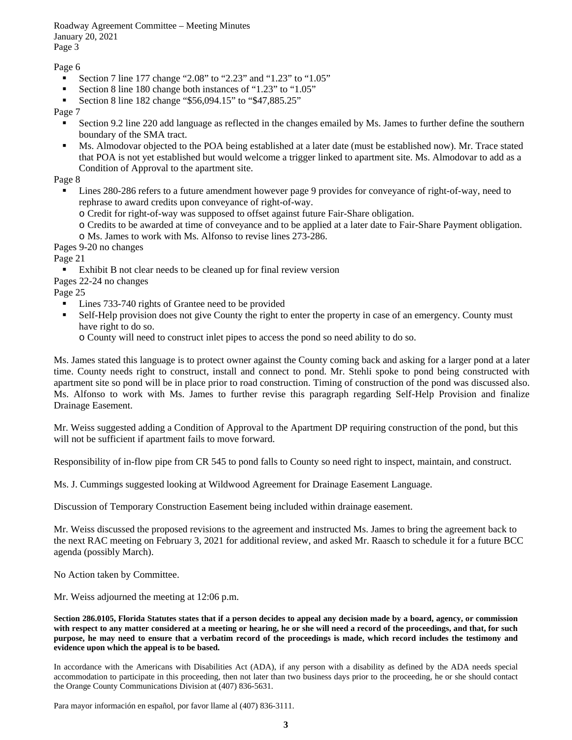Page 6

- Section 7 line 177 change "2.08" to "2.23" and "1.23" to "1.05"
- Section 8 line 180 change both instances of "1.23" to "1.05"
- Section 8 line 182 change "$56,094.15" to "$47,885.25"

Page 7

- Section 9.2 line 220 add language as reflected in the changes emailed by Ms. James to further define the southern boundary of the SMA tract.
- Ms. Almodovar objected to the POA being established at a later date (must be established now). Mr. Trace stated that POA is not yet established but would welcome a trigger linked to apartment site. Ms. Almodovar to add as a Condition of Approval to the apartment site.

Page 8

- Lines 280-286 refers to a future amendment however page 9 provides for conveyance of right-of-way, need to rephrase to award credits upon conveyance of right-of-way.
  - Credit for right-of-way was supposed to offset against future Fair-Share obligation.
  - Credits to be awarded at time of conveyance and to be applied at a later date to Fair-Share Payment obligation.
  - Ms. James to work with Ms. Alfonso to revise lines 273-286.

Pages 9-20 no changes

Page 21

- Exhibit B not clear needs to be cleaned up for final review version

Pages 22-24 no changes

Page 25

- Lines 733-740 rights of Grantee need to be provided
- Self-Help provision does not give County the right to enter the property in case of an emergency. County must have right to do so.
  - County will need to construct inlet pipes to access the pond so need ability to do so.

Ms. James stated this language is to protect owner against the County coming back and asking for a larger pond at a later time. County needs right to construct, install and connect to pond. Mr. Stehli spoke to pond being constructed with apartment site so pond will be in place prior to road construction. Timing of construction of the pond was discussed also. Ms. Alfonso to work with Ms. James to further revise this paragraph regarding Self-Help Provision and finalize Drainage Easement.

Mr. Weiss suggested adding a Condition of Approval to the Apartment DP requiring construction of the pond, but this will not be sufficient if apartment fails to move forward.

Responsibility of in-flow pipe from CR 545 to pond falls to County so need right to inspect, maintain, and construct.

Ms. J. Cummings suggested looking at Wildwood Agreement for Drainage Easement Language.

Discussion of Temporary Construction Easement being included within drainage easement.

Mr. Weiss discussed the proposed revisions to the agreement and instructed Ms. James to bring the agreement back to the next RAC meeting on February 3, 2021 for additional review, and asked Mr. Raasch to schedule it for a future BCC agenda (possibly March).

No Action taken by Committee.

Mr. Weiss adjourned the meeting at 12:06 p.m.

**Section 286.0105, Florida Statutes states that if a person decides to appeal any decision made by a board, agency, or commission with respect to any matter considered at a meeting or hearing, he or she will need a record of the proceedings, and that, for such purpose, he may need to ensure that a verbatim record of the proceedings is made, which record includes the testimony and evidence upon which the appeal is to be based.**

In accordance with the Americans with Disabilities Act (ADA), if any person with a disability as defined by the ADA needs special accommodation to participate in this proceeding, then not later than two business days prior to the proceeding, he or she should contact the Orange County Communications Division at (407) 836-5631.

Para mayor información en español, por favor llame al (407) 836-3111.